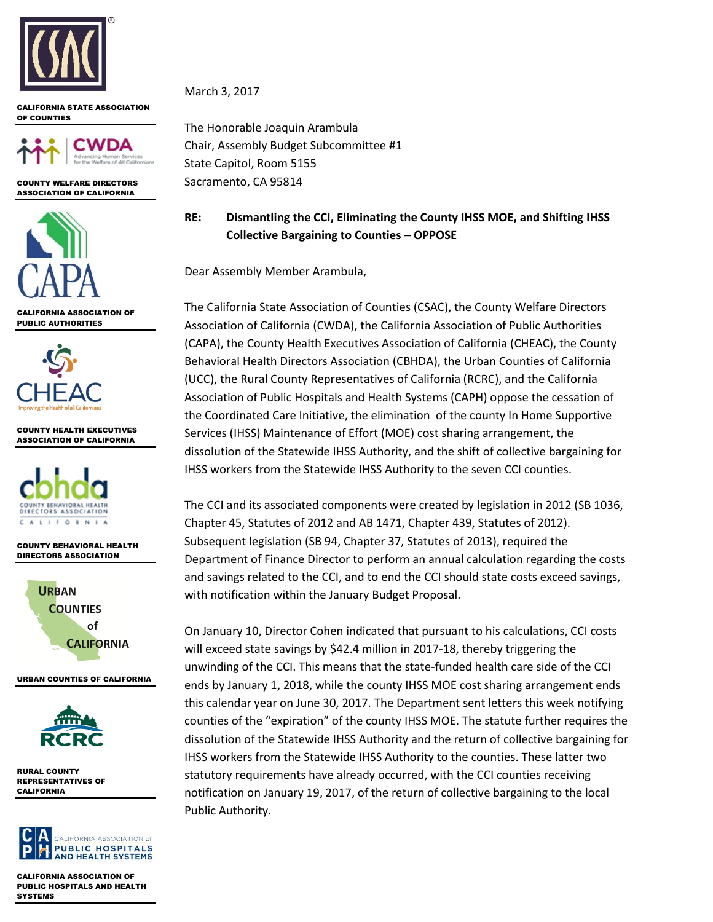CALIFORNIA STATE ASSOCIATION OF COUNTIES

COUNTY WELFARE DIRECTORS ASSOCIATION OF CALIFORNIA

CALIFORNIA ASSOCIATION OF PUBLIC AUTHORITIES

COUNTY HEALTH EXECUTIVES ASSOCIATION OF CALIFORNIA

COUNTY BEHAVIORAL HEALTH DIRECTORS ASSOCIATION

URBAN COUNTIES OF CALIFORNIA

RURAL COUNTY REPRESENTATIVES OF CALIFORNIA

CALIFORNIA ASSOCIATION OF PUBLIC HOSPITALS AND HEALTH SYSTEMS

March 3, 2017

The Honorable Joaquin Arambula
Chair, Assembly Budget Subcommittee #1
State Capitol, Room 5155
Sacramento, CA 95814

**RE: Dismantling the CCI, Eliminating the County IHSS MOE, and Shifting IHSS Collective Bargaining to Counties – OPPOSE**

Dear Assembly Member Arambula,

The California State Association of Counties (CSAC), the County Welfare Directors Association of California (CWDA), the California Association of Public Authorities (CAPA), the County Health Executives Association of California (CHEAC), the County Behavioral Health Directors Association (CBHDA), the Urban Counties of California (UCC), the Rural County Representatives of California (RCRC), and the California Association of Public Hospitals and Health Systems (CAPH) oppose the cessation of the Coordinated Care Initiative, the elimination of the county In Home Supportive Services (IHSS) Maintenance of Effort (MOE) cost sharing arrangement, the dissolution of the Statewide IHSS Authority, and the shift of collective bargaining for IHSS workers from the Statewide IHSS Authority to the seven CCI counties.

The CCI and its associated components were created by legislation in 2012 (SB 1036, Chapter 45, Statutes of 2012 and AB 1471, Chapter 439, Statutes of 2012). Subsequent legislation (SB 94, Chapter 37, Statutes of 2013), required the Department of Finance Director to perform an annual calculation regarding the costs and savings related to the CCI, and to end the CCI should state costs exceed savings, with notification within the January Budget Proposal.

On January 10, Director Cohen indicated that pursuant to his calculations, CCI costs will exceed state savings by $42.4 million in 2017-18, thereby triggering the unwinding of the CCI. This means that the state-funded health care side of the CCI ends by January 1, 2018, while the county IHSS MOE cost sharing arrangement ends this calendar year on June 30, 2017. The Department sent letters this week notifying counties of the "expiration" of the county IHSS MOE. The statute further requires the dissolution of the Statewide IHSS Authority and the return of collective bargaining for IHSS workers from the Statewide IHSS Authority to the counties. These latter two statutory requirements have already occurred, with the CCI counties receiving notification on January 19, 2017, of the return of collective bargaining to the local Public Authority.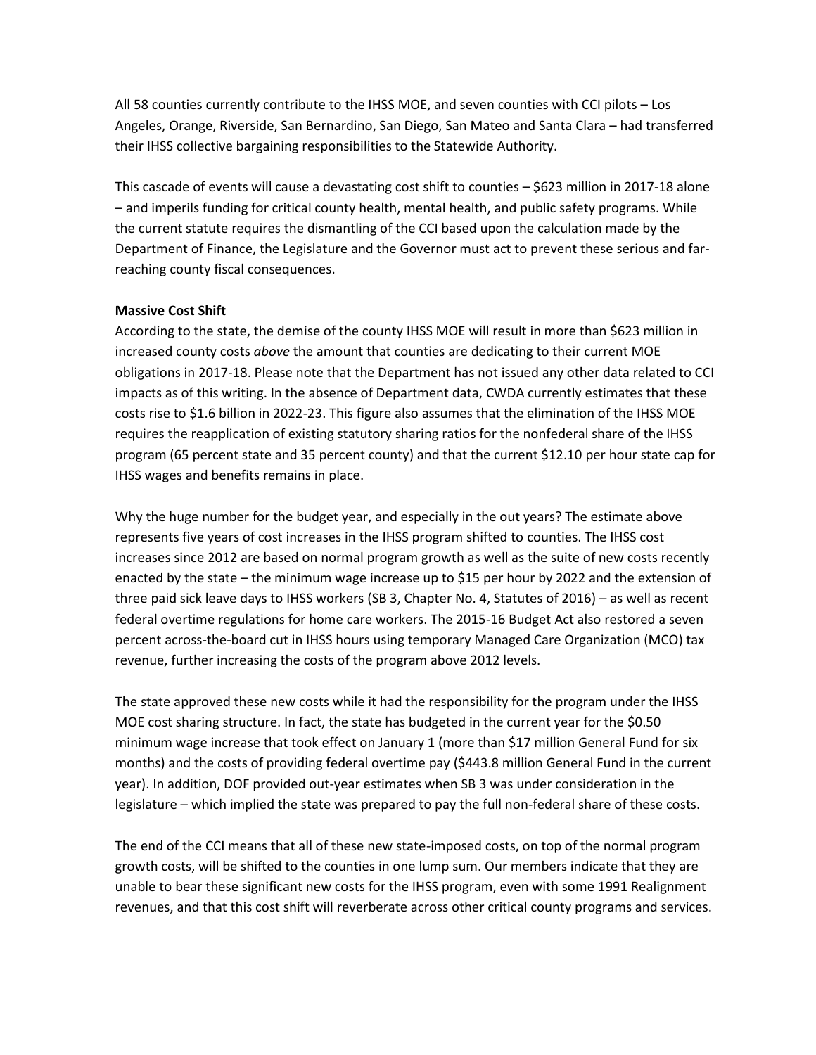All 58 counties currently contribute to the IHSS MOE, and seven counties with CCI pilots – Los Angeles, Orange, Riverside, San Bernardino, San Diego, San Mateo and Santa Clara – had transferred their IHSS collective bargaining responsibilities to the Statewide Authority.

This cascade of events will cause a devastating cost shift to counties – $623 million in 2017-18 alone – and imperils funding for critical county health, mental health, and public safety programs. While the current statute requires the dismantling of the CCI based upon the calculation made by the Department of Finance, the Legislature and the Governor must act to prevent these serious and far-reaching county fiscal consequences.

**Massive Cost Shift**

According to the state, the demise of the county IHSS MOE will result in more than $623 million in increased county costs *above* the amount that counties are dedicating to their current MOE obligations in 2017-18. Please note that the Department has not issued any other data related to CCI impacts as of this writing. In the absence of Department data, CWDA currently estimates that these costs rise to $1.6 billion in 2022-23. This figure also assumes that the elimination of the IHSS MOE requires the reapplication of existing statutory sharing ratios for the nonfederal share of the IHSS program (65 percent state and 35 percent county) and that the current $12.10 per hour state cap for IHSS wages and benefits remains in place.

Why the huge number for the budget year, and especially in the out years? The estimate above represents five years of cost increases in the IHSS program shifted to counties. The IHSS cost increases since 2012 are based on normal program growth as well as the suite of new costs recently enacted by the state – the minimum wage increase up to $15 per hour by 2022 and the extension of three paid sick leave days to IHSS workers (SB 3, Chapter No. 4, Statutes of 2016) – as well as recent federal overtime regulations for home care workers. The 2015-16 Budget Act also restored a seven percent across-the-board cut in IHSS hours using temporary Managed Care Organization (MCO) tax revenue, further increasing the costs of the program above 2012 levels.

The state approved these new costs while it had the responsibility for the program under the IHSS MOE cost sharing structure. In fact, the state has budgeted in the current year for the $0.50 minimum wage increase that took effect on January 1 (more than $17 million General Fund for six months) and the costs of providing federal overtime pay ($443.8 million General Fund in the current year). In addition, DOF provided out-year estimates when SB 3 was under consideration in the legislature – which implied the state was prepared to pay the full non-federal share of these costs.

The end of the CCI means that all of these new state-imposed costs, on top of the normal program growth costs, will be shifted to the counties in one lump sum. Our members indicate that they are unable to bear these significant new costs for the IHSS program, even with some 1991 Realignment revenues, and that this cost shift will reverberate across other critical county programs and services.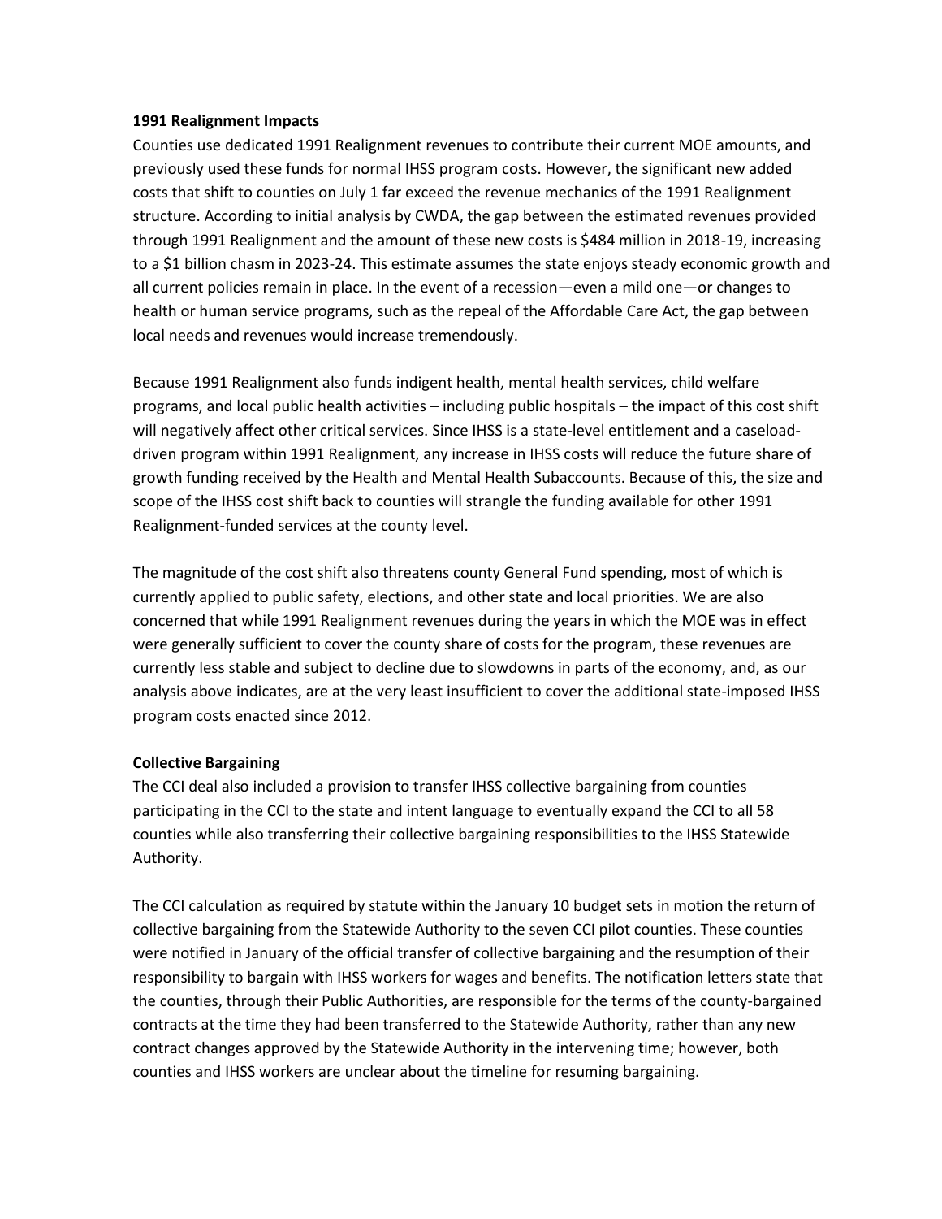**1991 Realignment Impacts**

Counties use dedicated 1991 Realignment revenues to contribute their current MOE amounts, and previously used these funds for normal IHSS program costs. However, the significant new added costs that shift to counties on July 1 far exceed the revenue mechanics of the 1991 Realignment structure. According to initial analysis by CWDA, the gap between the estimated revenues provided through 1991 Realignment and the amount of these new costs is $484 million in 2018-19, increasing to a $1 billion chasm in 2023-24. This estimate assumes the state enjoys steady economic growth and all current policies remain in place. In the event of a recession—even a mild one—or changes to health or human service programs, such as the repeal of the Affordable Care Act, the gap between local needs and revenues would increase tremendously.

Because 1991 Realignment also funds indigent health, mental health services, child welfare programs, and local public health activities – including public hospitals – the impact of this cost shift will negatively affect other critical services. Since IHSS is a state-level entitlement and a caseload-driven program within 1991 Realignment, any increase in IHSS costs will reduce the future share of growth funding received by the Health and Mental Health Subaccounts. Because of this, the size and scope of the IHSS cost shift back to counties will strangle the funding available for other 1991 Realignment-funded services at the county level.

The magnitude of the cost shift also threatens county General Fund spending, most of which is currently applied to public safety, elections, and other state and local priorities. We are also concerned that while 1991 Realignment revenues during the years in which the MOE was in effect were generally sufficient to cover the county share of costs for the program, these revenues are currently less stable and subject to decline due to slowdowns in parts of the economy, and, as our analysis above indicates, are at the very least insufficient to cover the additional state-imposed IHSS program costs enacted since 2012.

**Collective Bargaining**

The CCI deal also included a provision to transfer IHSS collective bargaining from counties participating in the CCI to the state and intent language to eventually expand the CCI to all 58 counties while also transferring their collective bargaining responsibilities to the IHSS Statewide Authority.

The CCI calculation as required by statute within the January 10 budget sets in motion the return of collective bargaining from the Statewide Authority to the seven CCI pilot counties. These counties were notified in January of the official transfer of collective bargaining and the resumption of their responsibility to bargain with IHSS workers for wages and benefits. The notification letters state that the counties, through their Public Authorities, are responsible for the terms of the county-bargained contracts at the time they had been transferred to the Statewide Authority, rather than any new contract changes approved by the Statewide Authority in the intervening time; however, both counties and IHSS workers are unclear about the timeline for resuming bargaining.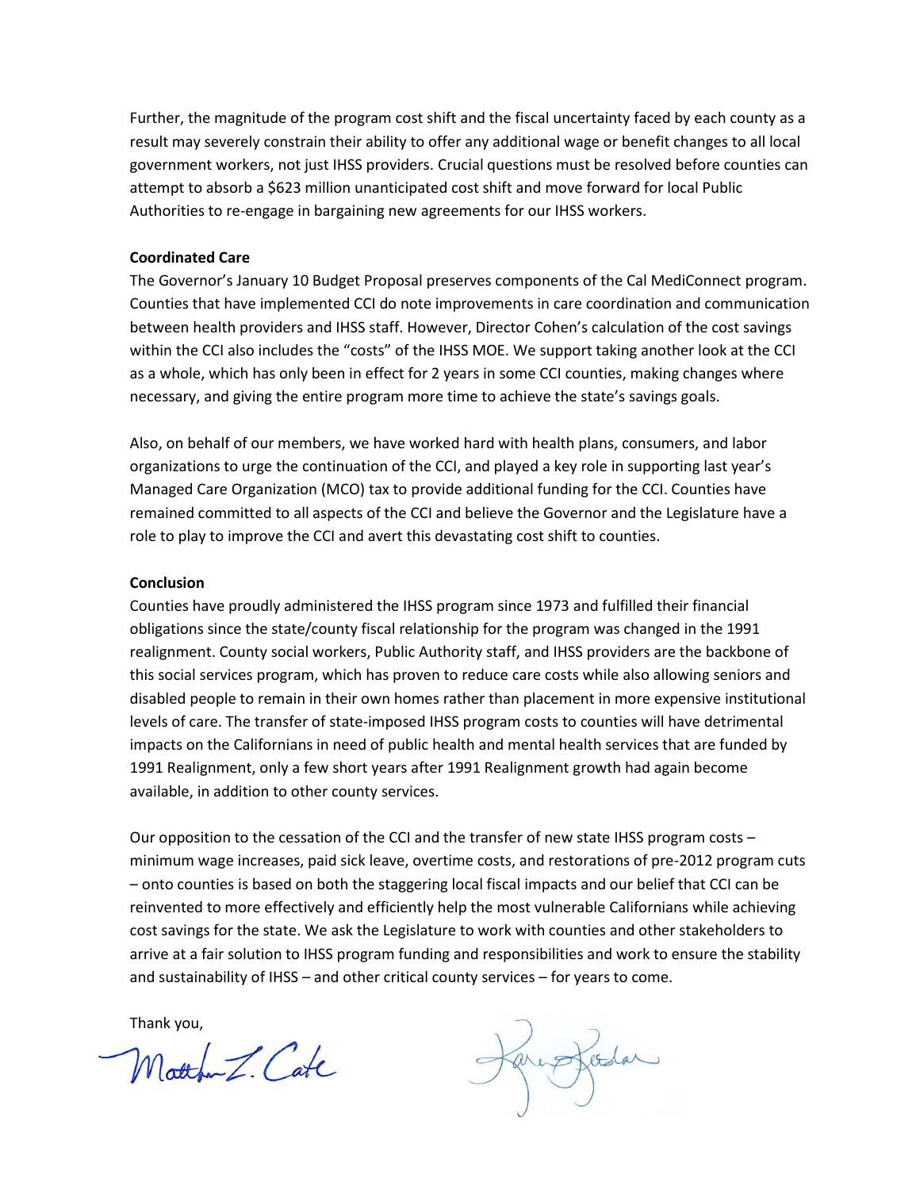Further, the magnitude of the program cost shift and the fiscal uncertainty faced by each county as a result may severely constrain their ability to offer any additional wage or benefit changes to all local government workers, not just IHSS providers. Crucial questions must be resolved before counties can attempt to absorb a $623 million unanticipated cost shift and move forward for local Public Authorities to re-engage in bargaining new agreements for our IHSS workers.

**Coordinated Care**

The Governor's January 10 Budget Proposal preserves components of the Cal MediConnect program. Counties that have implemented CCI do note improvements in care coordination and communication between health providers and IHSS staff. However, Director Cohen's calculation of the cost savings within the CCI also includes the "costs" of the IHSS MOE. We support taking another look at the CCI as a whole, which has only been in effect for 2 years in some CCI counties, making changes where necessary, and giving the entire program more time to achieve the state's savings goals.

Also, on behalf of our members, we have worked hard with health plans, consumers, and labor organizations to urge the continuation of the CCI, and played a key role in supporting last year's Managed Care Organization (MCO) tax to provide additional funding for the CCI. Counties have remained committed to all aspects of the CCI and believe the Governor and the Legislature have a role to play to improve the CCI and avert this devastating cost shift to counties.

**Conclusion**

Counties have proudly administered the IHSS program since 1973 and fulfilled their financial obligations since the state/county fiscal relationship for the program was changed in the 1991 realignment. County social workers, Public Authority staff, and IHSS providers are the backbone of this social services program, which has proven to reduce care costs while also allowing seniors and disabled people to remain in their own homes rather than placement in more expensive institutional levels of care. The transfer of state-imposed IHSS program costs to counties will have detrimental impacts on the Californians in need of public health and mental health services that are funded by 1991 Realignment, only a few short years after 1991 Realignment growth had again become available, in addition to other county services.

Our opposition to the cessation of the CCI and the transfer of new state IHSS program costs – minimum wage increases, paid sick leave, overtime costs, and restorations of pre-2012 program cuts – onto counties is based on both the staggering local fiscal impacts and our belief that CCI can be reinvented to more effectively and efficiently help the most vulnerable Californians while achieving cost savings for the state. We ask the Legislature to work with counties and other stakeholders to arrive at a fair solution to IHSS program funding and responsibilities and work to ensure the stability and sustainability of IHSS – and other critical county services – for years to come.

Thank you,

Matthew T. Cate

Karen Keeslar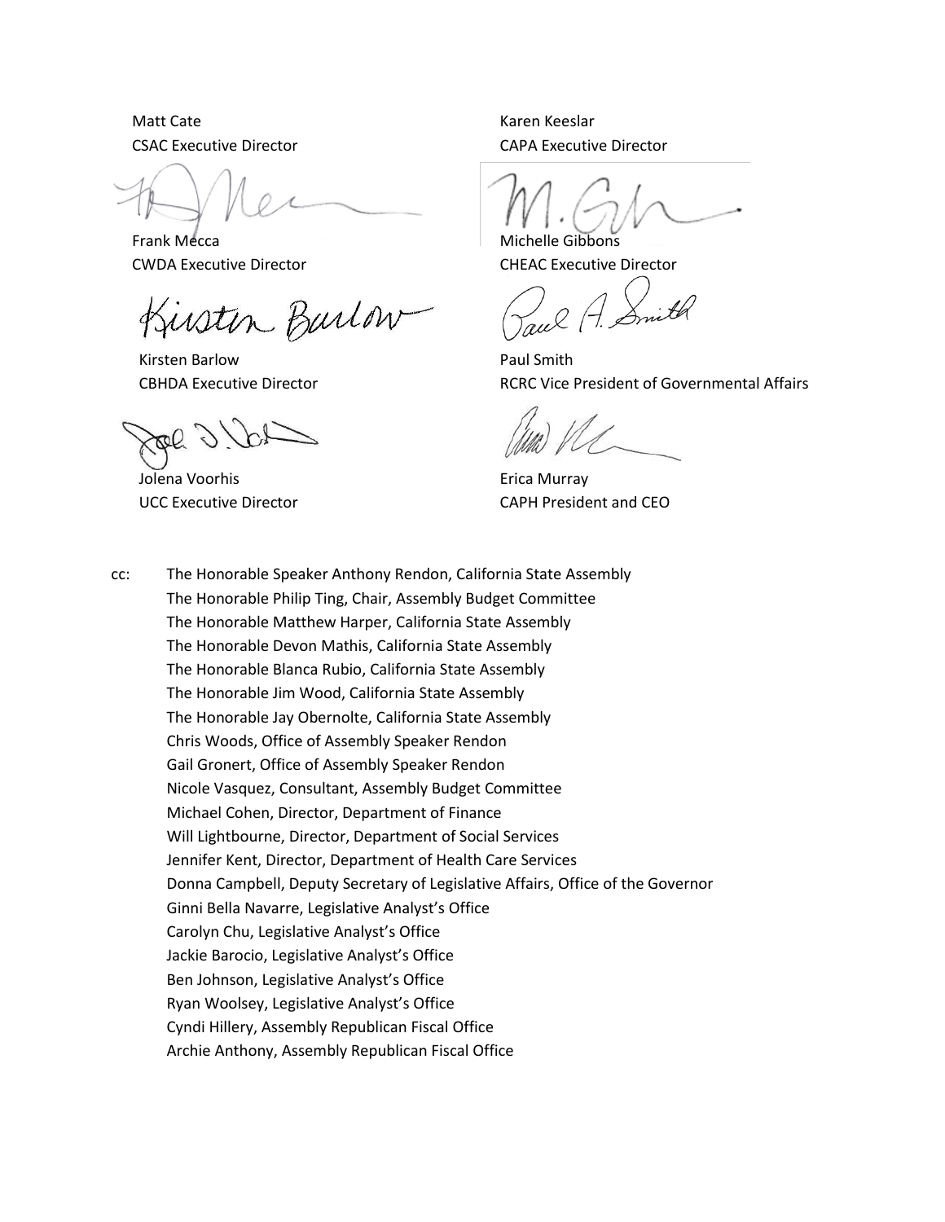Matt Cate
CSAC Executive Director

Karen Keeslar
CAPA Executive Director

Frank Mecca
CWDA Executive Director

Michelle Gibbons
CHEAC Executive Director

Kirsten Barlow
CBHDA Executive Director

Paul Smith
RCRC Vice President of Governmental Affairs

Jolena Voorhis
UCC Executive Director

Erica Murray
CAPH President and CEO

cc: The Honorable Speaker Anthony Rendon, California State Assembly
The Honorable Philip Ting, Chair, Assembly Budget Committee
The Honorable Matthew Harper, California State Assembly
The Honorable Devon Mathis, California State Assembly
The Honorable Blanca Rubio, California State Assembly
The Honorable Jim Wood, California State Assembly
The Honorable Jay Obernolte, California State Assembly
Chris Woods, Office of Assembly Speaker Rendon
Gail Gronert, Office of Assembly Speaker Rendon
Nicole Vasquez, Consultant, Assembly Budget Committee
Michael Cohen, Director, Department of Finance
Will Lightbourne, Director, Department of Social Services
Jennifer Kent, Director, Department of Health Care Services
Donna Campbell, Deputy Secretary of Legislative Affairs, Office of the Governor
Ginni Bella Navarre, Legislative Analyst's Office
Carolyn Chu, Legislative Analyst's Office
Jackie Barocio, Legislative Analyst's Office
Ben Johnson, Legislative Analyst's Office
Ryan Woolsey, Legislative Analyst's Office
Cyndi Hillery, Assembly Republican Fiscal Office
Archie Anthony, Assembly Republican Fiscal Office